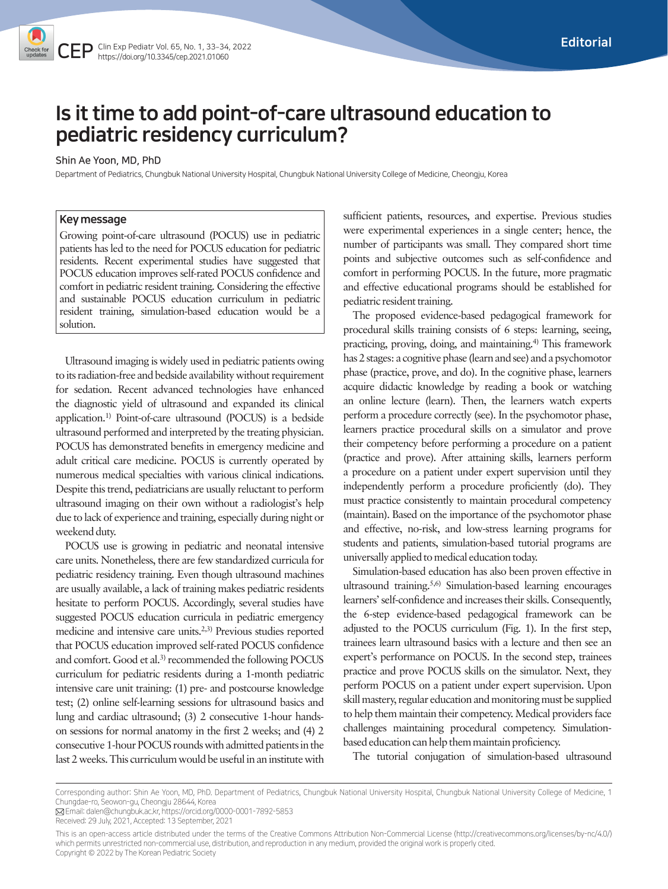Editorial

# Is it time to add point-of-care ultrasound education to pediatric residency curriculum?

Shin Ae Yoon, MD, PhD

Department of Pediatrics, Chungbuk National University Hospital, Chungbuk National University College of Medicine, Cheongju, Korea

**Key message**

Growing point-of-care ultrasound (POCUS) use in pediatric patients has led to the need for POCUS education for pediatric residents. Recent experimental studies have suggested that POCUS education improves self-rated POCUS confidence and comfort in pediatric resident training. Considering the effective and sustainable POCUS education curriculum in pediatric resident training, simulation-based education would be a solution.

Ultrasound imaging is widely used in pediatric patients owing to its radiation-free and bedside availability without requirement for sedation. Recent advanced technologies have enhanced the diagnostic yield of ultrasound and expanded its clinical application.[1] Point-of-care ultrasound (POCUS) is a bedside ultrasound performed and interpreted by the treating physician. POCUS has demonstrated benefits in emergency medicine and adult critical care medicine. POCUS is currently operated by numerous medical specialties with various clinical indications. Despite this trend, pediatricians are usually reluctant to perform ultrasound imaging on their own without a radiologist's help due to lack of experience and training, especially during night or weekend duty.

POCUS use is growing in pediatric and neonatal intensive care units. Nonetheless, there are few standardized curricula for pediatric residency training. Even though ultrasound machines are usually available, a lack of training makes pediatric residents hesitate to perform POCUS. Accordingly, several studies have suggested POCUS education curricula in pediatric emergency medicine and intensive care units.[2,3] Previous studies reported that POCUS education improved self-rated POCUS confidence and comfort. Good et al.[3] recommended the following POCUS curriculum for pediatric residents during a 1-month pediatric intensive care unit training: (1) pre- and postcourse knowledge test; (2) online self-learning sessions for ultrasound basics and lung and cardiac ultrasound; (3) 2 consecutive 1-hour hands-on sessions for normal anatomy in the first 2 weeks; and (4) 2 consecutive 1-hour POCUS rounds with admitted patients in the last 2 weeks. This curriculum would be useful in an institute with sufficient patients, resources, and expertise. Previous studies were experimental experiences in a single center; hence, the number of participants was small. They compared short time points and subjective outcomes such as self-confidence and comfort in performing POCUS. In the future, more pragmatic and effective educational programs should be established for pediatric resident training.

The proposed evidence-based pedagogical framework for procedural skills training consists of 6 steps: learning, seeing, practicing, proving, doing, and maintaining.[4] This framework has 2 stages: a cognitive phase (learn and see) and a psychomotor phase (practice, prove, and do). In the cognitive phase, learners acquire didactic knowledge by reading a book or watching an online lecture (learn). Then, the learners watch experts perform a procedure correctly (see). In the psychomotor phase, learners practice procedural skills on a simulator and prove their competency before performing a procedure on a patient (practice and prove). After attaining skills, learners perform a procedure on a patient under expert supervision until they independently perform a procedure proficiently (do). They must practice consistently to maintain procedural competency (maintain). Based on the importance of the psychomotor phase and effective, no-risk, and low-stress learning programs for students and patients, simulation-based tutorial programs are universally applied to medical education today.

Simulation-based education has also been proven effective in ultrasound training.[5,6] Simulation-based learning encourages learners' self-confidence and increases their skills. Consequently, the 6-step evidence-based pedagogical framework can be adjusted to the POCUS curriculum (Fig. 1). In the first step, trainees learn ultrasound basics with a lecture and then see an expert's performance on POCUS. In the second step, trainees practice and prove POCUS skills on the simulator. Next, they perform POCUS on a patient under expert supervision. Upon skill mastery, regular education and monitoring must be supplied to help them maintain their competency. Medical providers face challenges maintaining procedural competency. Simulation-based education can help them maintain proficiency.

The tutorial conjugation of simulation-based ultrasound

Corresponding author: Shin Ae Yoon, MD, PhD. Department of Pediatrics, Chungbuk National University Hospital, Chungbuk National University College of Medicine, 1 Chungdae-ro, Seowon-gu, Cheongju 28644, Korea
Email: dalen@chungbuk.ac.kr, https://orcid.org/0000-0001-7892-5853
Received: 29 July, 2021, Accepted: 13 September, 2021

This is an open-access article distributed under the terms of the Creative Commons Attribution Non-Commercial License (http://creativecommons.org/licenses/by-nc/4.0/) which permits unrestricted non-commercial use, distribution, and reproduction in any medium, provided the original work is properly cited.
Copyright © 2022 by The Korean Pediatric Society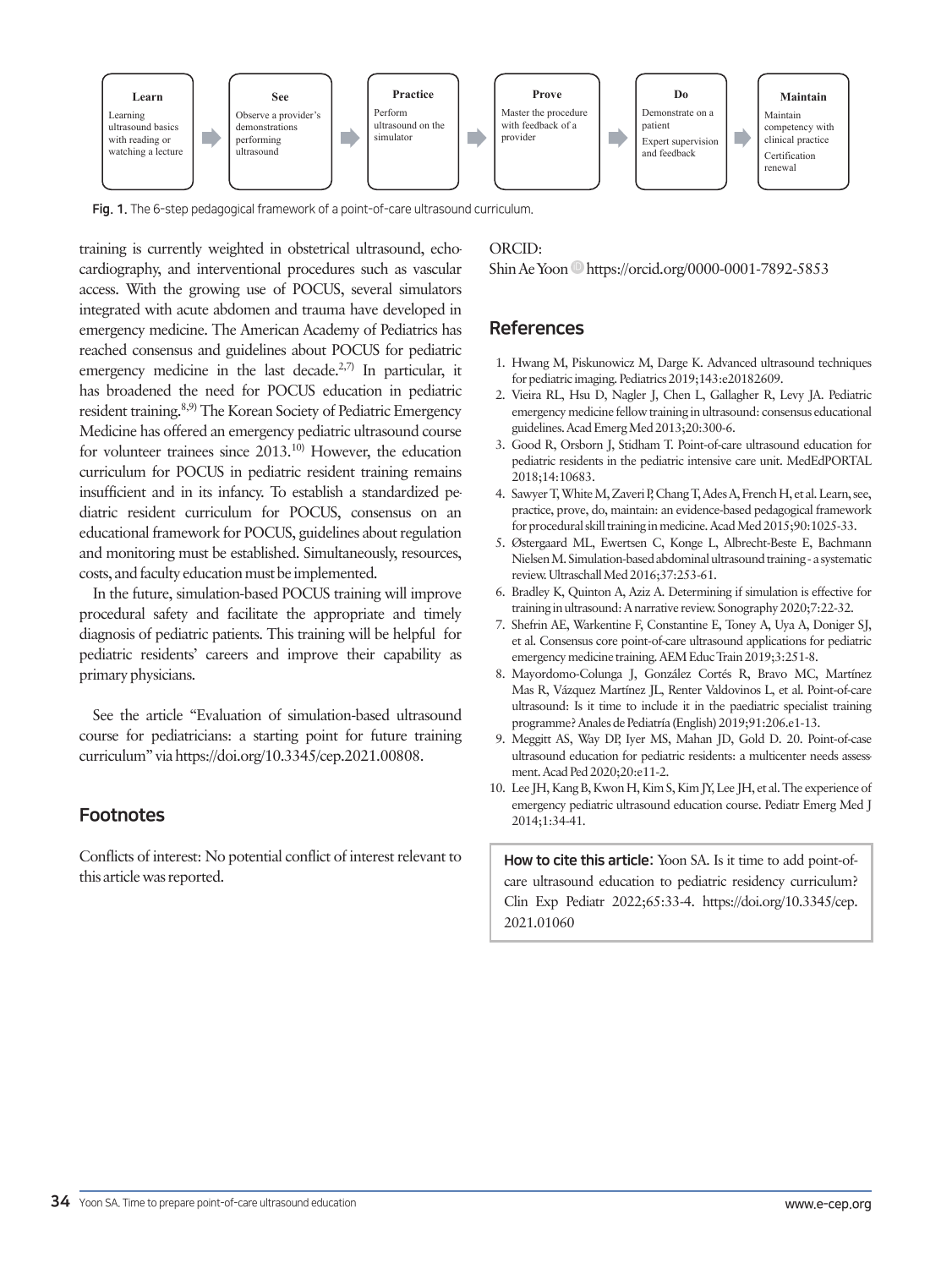Learn
Learning ultrasound basics with reading or watching a lecture

See
Observe a provider's demonstrations performing ultrasound

Practice
Perform ultrasound on the simulator

Prove
Master the procedure with feedback of a provider

Do
Demonstrate on a patient
Expert supervision and feedback

Maintain
Maintain competency with clinical practice
Certification renewal

**Fig. 1.** The 6-step pedagogical framework of a point-of-care ultrasound curriculum.

training is currently weighted in obstetrical ultrasound, echocardiography, and interventional procedures such as vascular access. With the growing use of POCUS, several simulators integrated with acute abdomen and trauma have developed in emergency medicine. The American Academy of Pediatrics has reached consensus and guidelines about POCUS for pediatric emergency medicine in the last decade.[2,7] In particular, it has broadened the need for POCUS education in pediatric resident training.[8,9] The Korean Society of Pediatric Emergency Medicine has offered an emergency pediatric ultrasound course for volunteer trainees since 2013.[10] However, the education curriculum for POCUS in pediatric resident training remains insufficient and in its infancy. To establish a standardized pediatric resident curriculum for POCUS, consensus on an educational framework for POCUS, guidelines about regulation and monitoring must be established. Simultaneously, resources, costs, and faculty education must be implemented.

In the future, simulation-based POCUS training will improve procedural safety and facilitate the appropriate and timely diagnosis of pediatric patients. This training will be helpful for pediatric residents' careers and improve their capability as primary physicians.

See the article "Evaluation of simulation-based ultrasound course for pediatricians: a starting point for future training curriculum" via https://doi.org/10.3345/cep.2021.00808.

## Footnotes

Conflicts of interest: No potential conflict of interest relevant to this article was reported.

ORCID:
Shin Ae Yoon https://orcid.org/0000-0001-7892-5853

## References

1. Hwang M, Piskunowicz M, Darge K. Advanced ultrasound techniques for pediatric imaging. Pediatrics 2019;143:e20182609.
2. Vieira RL, Hsu D, Nagler J, Chen L, Gallagher R, Levy JA. Pediatric emergency medicine fellow training in ultrasound: consensus educational guidelines. Acad Emerg Med 2013;20:300-6.
3. Good R, Orsborn J, Stidham T. Point-of-care ultrasound education for pediatric residents in the pediatric intensive care unit. MedEdPORTAL 2018;14:10683.
4. Sawyer T, White M, Zaveri P, Chang T, Ades A, French H, et al. Learn, see, practice, prove, do, maintain: an evidence-based pedagogical framework for procedural skill training in medicine. Acad Med 2015;90:1025-33.
5. Østergaard ML, Ewertsen C, Konge L, Albrecht-Beste E, Bachmann Nielsen M. Simulation-based abdominal ultrasound training - a systematic review. Ultraschall Med 2016;37:253-61.
6. Bradley K, Quinton A, Aziz A. Determining if simulation is effective for training in ultrasound: A narrative review. Sonography 2020;7:22-32.
7. Shefrin AE, Warkentine F, Constantine E, Toney A, Uya A, Doniger SJ, et al. Consensus core point-of-care ultrasound applications for pediatric emergency medicine training. AEM Educ Train 2019;3:251-8.
8. Mayordomo-Colunga J, González Cortés R, Bravo MC, Martínez Mas R, Vázquez Martínez JL, Renter Valdovinos L, et al. Point-of-care ultrasound: Is it time to include it in the paediatric specialist training programme? Anales de Pediatría (English) 2019;91:206.e1-13.
9. Meggitt AS, Way DP, Iyer MS, Mahan JD, Gold D. 20. Point-of-case ultrasound education for pediatric residents: a multicenter needs assessment. Acad Ped 2020;20:e11-2.
10. Lee JH, Kang B, Kwon H, Kim S, Kim JY, Lee JH, et al. The experience of emergency pediatric ultrasound education course. Pediatr Emerg Med J 2014;1:34-41.

**How to cite this article:** Yoon SA. Is it time to add point-of-care ultrasound education to pediatric residency curriculum? Clin Exp Pediatr 2022;65:33-4. https://doi.org/10.3345/cep.2021.01060